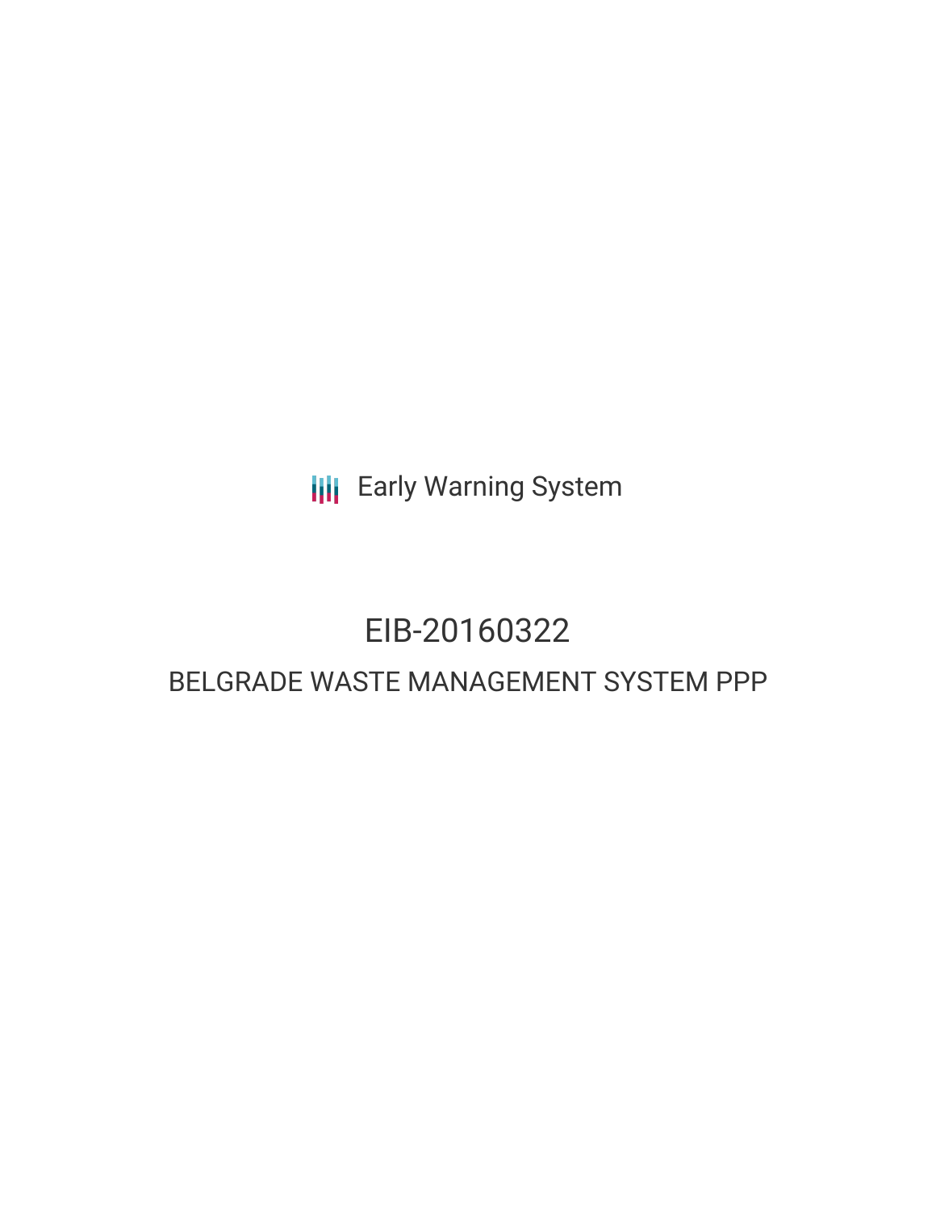Early Warning System

# EIB-20160322

## BELGRADE WASTE MANAGEMENT SYSTEM PPP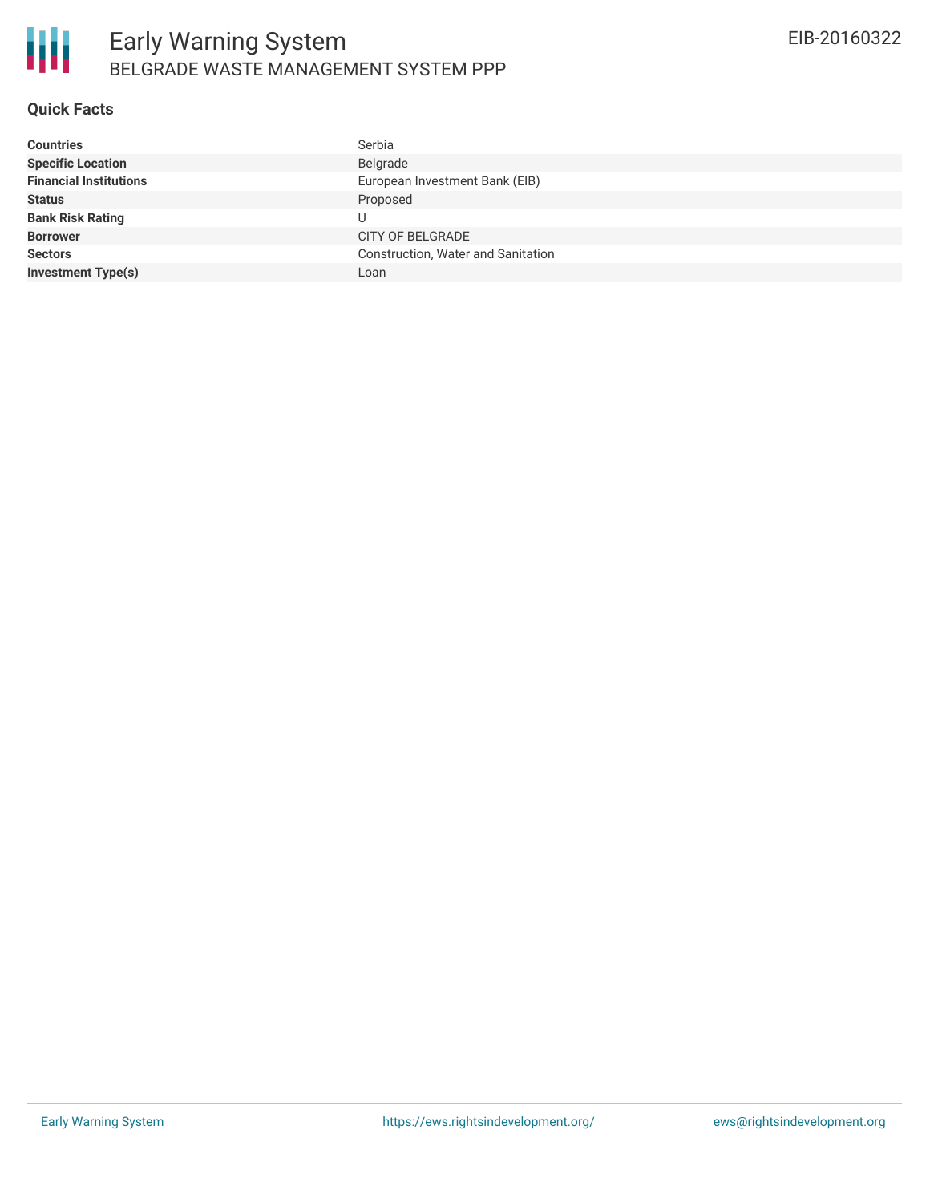## Quick Facts

| | |
|---|---|
| **Countries** | Serbia |
| **Specific Location** | Belgrade |
| **Financial Institutions** | European Investment Bank (EIB) |
| **Status** | Proposed |
| **Bank Risk Rating** | U |
| **Borrower** | CITY OF BELGRADE |
| **Sectors** | Construction, Water and Sanitation |
| **Investment Type(s)** | Loan |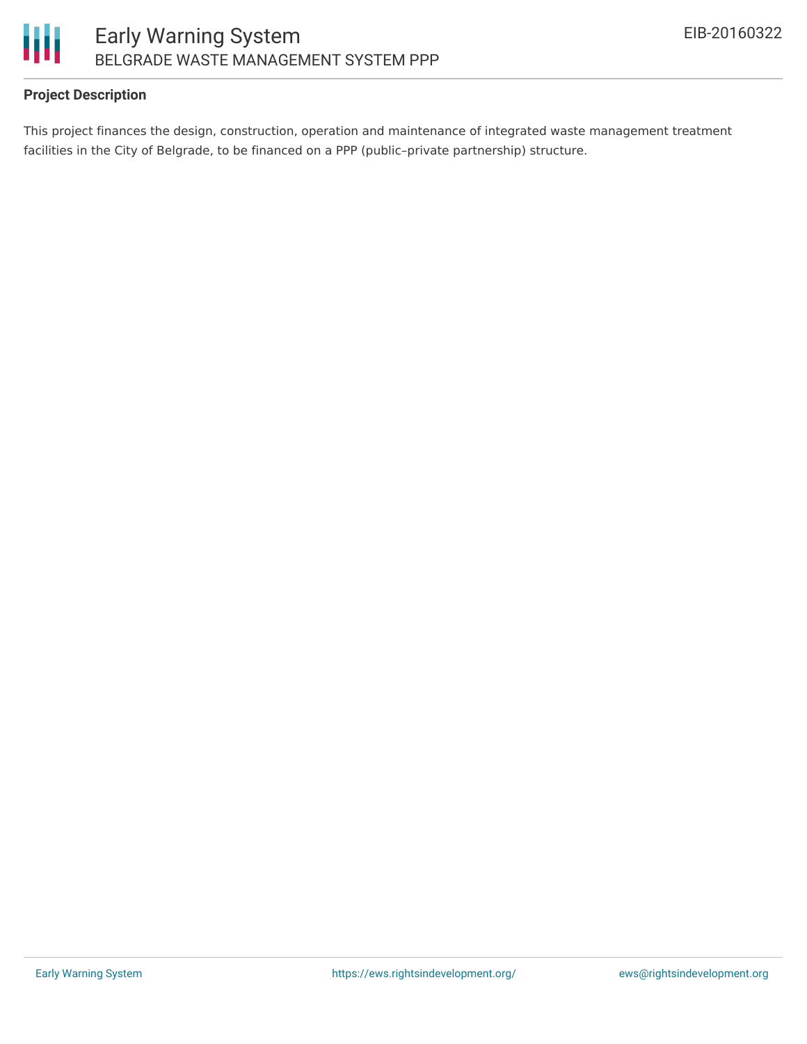## Project Description

This project finances the design, construction, operation and maintenance of integrated waste management treatment facilities in the City of Belgrade, to be financed on a PPP (public–private partnership) structure.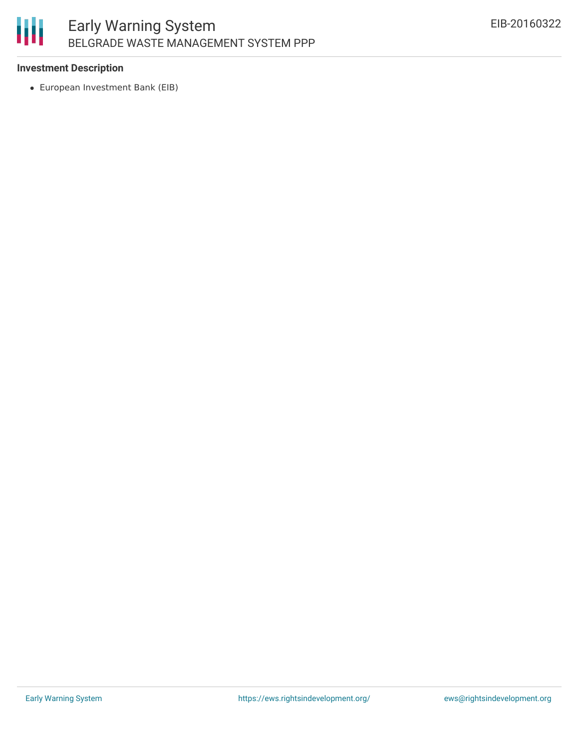**Investment Description**

- European Investment Bank (EIB)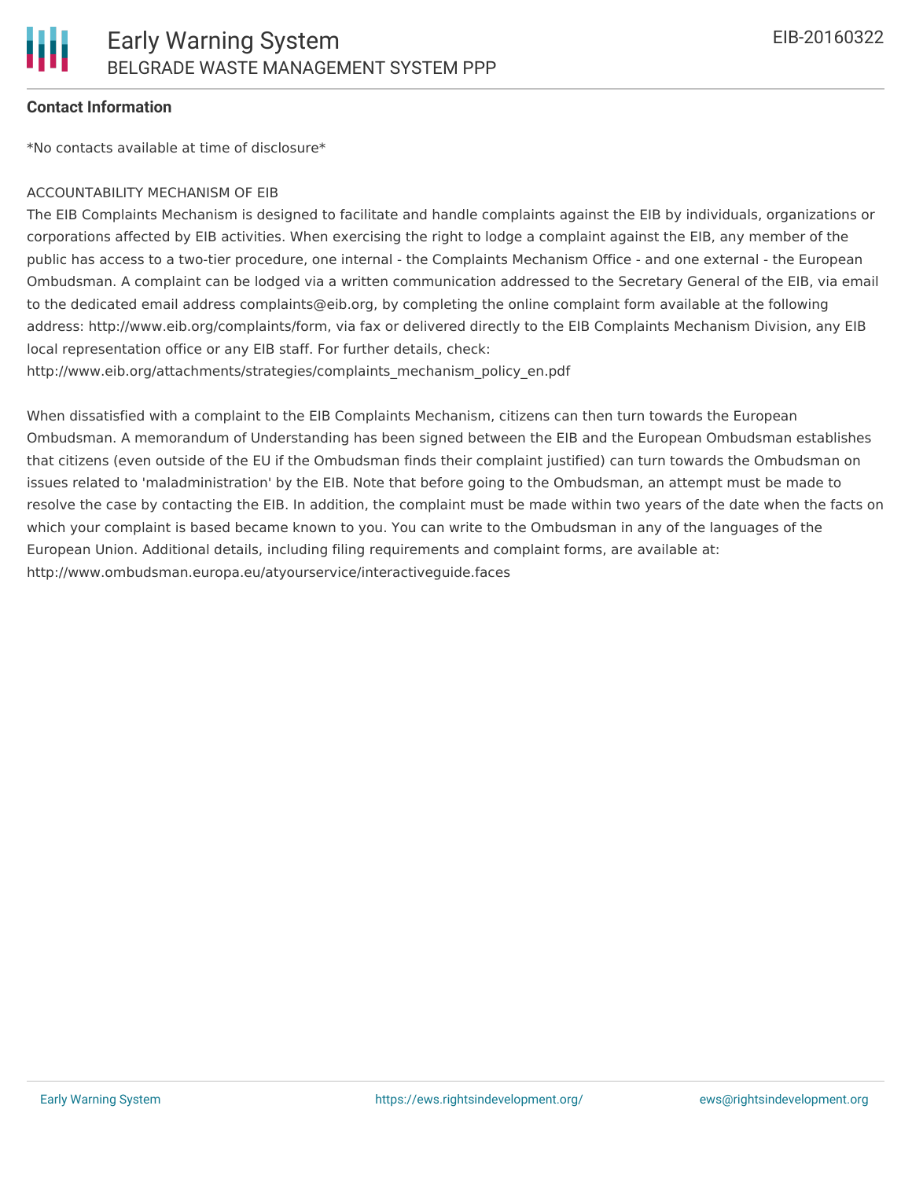**Contact Information**

*No contacts available at time of disclosure*

ACCOUNTABILITY MECHANISM OF EIB

The EIB Complaints Mechanism is designed to facilitate and handle complaints against the EIB by individuals, organizations or corporations affected by EIB activities. When exercising the right to lodge a complaint against the EIB, any member of the public has access to a two-tier procedure, one internal - the Complaints Mechanism Office - and one external - the European Ombudsman. A complaint can be lodged via a written communication addressed to the Secretary General of the EIB, via email to the dedicated email address complaints@eib.org, by completing the online complaint form available at the following address: http://www.eib.org/complaints/form, via fax or delivered directly to the EIB Complaints Mechanism Division, any EIB local representation office or any EIB staff. For further details, check: http://www.eib.org/attachments/strategies/complaints_mechanism_policy_en.pdf

When dissatisfied with a complaint to the EIB Complaints Mechanism, citizens can then turn towards the European Ombudsman. A memorandum of Understanding has been signed between the EIB and the European Ombudsman establishes that citizens (even outside of the EU if the Ombudsman finds their complaint justified) can turn towards the Ombudsman on issues related to 'maladministration' by the EIB. Note that before going to the Ombudsman, an attempt must be made to resolve the case by contacting the EIB. In addition, the complaint must be made within two years of the date when the facts on which your complaint is based became known to you. You can write to the Ombudsman in any of the languages of the European Union. Additional details, including filing requirements and complaint forms, are available at: http://www.ombudsman.europa.eu/atyourservice/interactiveguide.faces